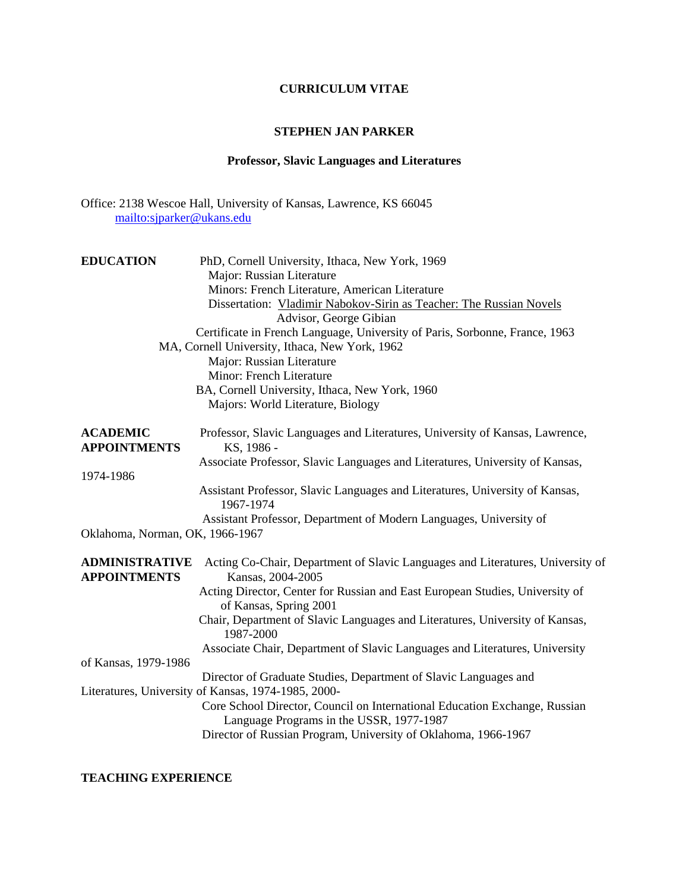# CURRICULUM VITAE

## STEPHEN JAN PARKER

### Professor, Slavic Languages and Literatures

Office: 2138 Wescoe Hall, University of Kansas, Lawrence, KS 66045
mailto:sjparker@ukans.edu

**EDUCATION**

PhD, Cornell University, Ithaca, New York, 1969
- Major: Russian Literature
- Minors: French Literature, American Literature
- Dissertation: Vladimir Nabokov-Sirin as Teacher: The Russian Novels
  - Advisor, George Gibian

Certificate in French Language, University of Paris, Sorbonne, France, 1963

MA, Cornell University, Ithaca, New York, 1962
- Major: Russian Literature
- Minor: French Literature

BA, Cornell University, Ithaca, New York, 1960
- Majors: World Literature, Biology

**ACADEMIC APPOINTMENTS**

Professor, Slavic Languages and Literatures, University of Kansas, Lawrence, KS, 1986 -

Associate Professor, Slavic Languages and Literatures, University of Kansas, 1974-1986

Assistant Professor, Slavic Languages and Literatures, University of Kansas, 1967-1974

Assistant Professor, Department of Modern Languages, University of Oklahoma, Norman, OK, 1966-1967

**ADMINISTRATIVE APPOINTMENTS**

Acting Co-Chair, Department of Slavic Languages and Literatures, University of Kansas, 2004-2005

Acting Director, Center for Russian and East European Studies, University of of Kansas, Spring 2001

Chair, Department of Slavic Languages and Literatures, University of Kansas, 1987-2000

Associate Chair, Department of Slavic Languages and Literatures, University of Kansas, 1979-1986

Director of Graduate Studies, Department of Slavic Languages and Literatures, University of Kansas, 1974-1985, 2000-

Core School Director, Council on International Education Exchange, Russian Language Programs in the USSR, 1977-1987

Director of Russian Program, University of Oklahoma, 1966-1967

**TEACHING EXPERIENCE**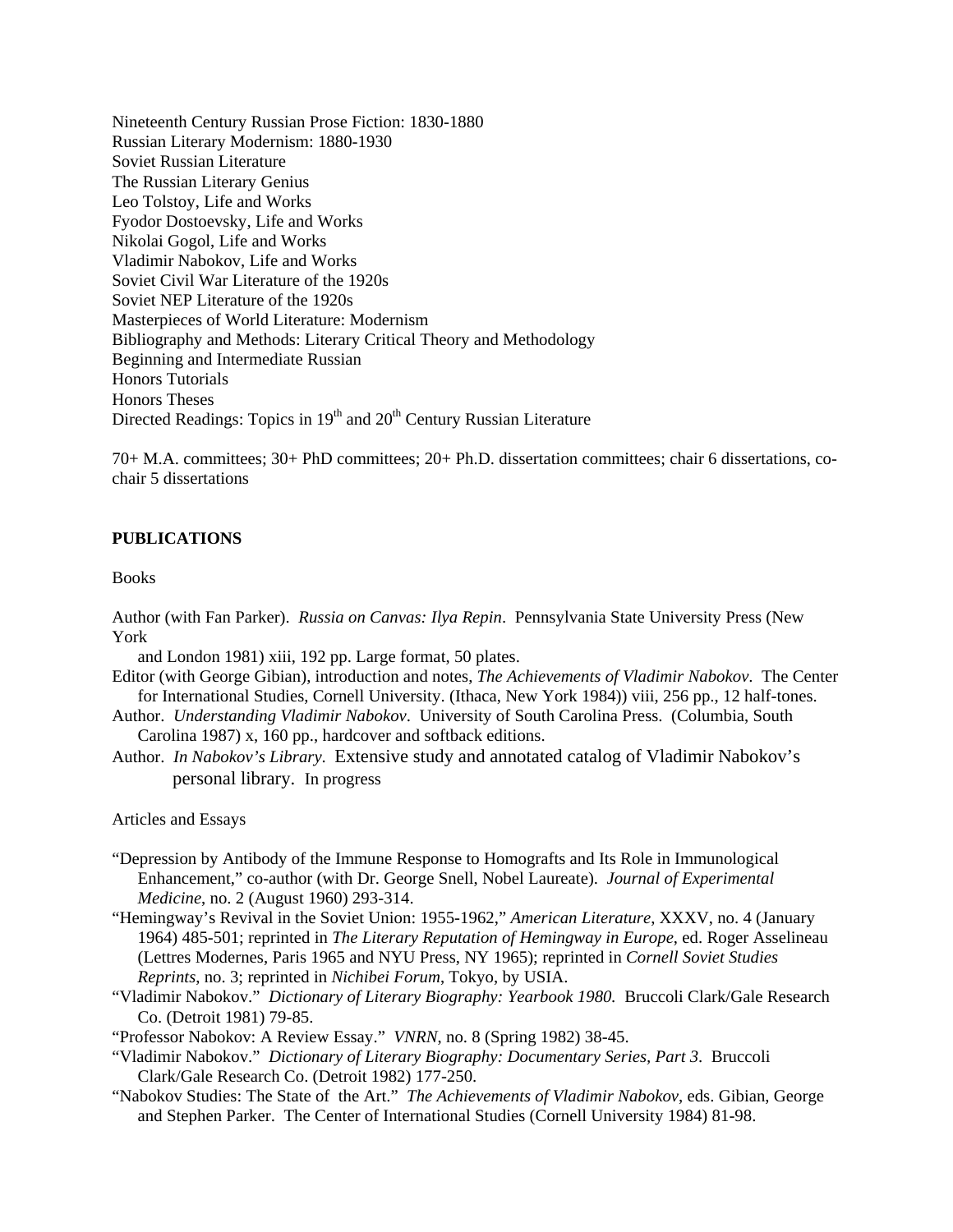Nineteenth Century Russian Prose Fiction: 1830-1880
Russian Literary Modernism: 1880-1930
Soviet Russian Literature
The Russian Literary Genius
Leo Tolstoy, Life and Works
Fyodor Dostoevsky, Life and Works
Nikolai Gogol, Life and Works
Vladimir Nabokov, Life and Works
Soviet Civil War Literature of the 1920s
Soviet NEP Literature of the 1920s
Masterpieces of World Literature: Modernism
Bibliography and Methods: Literary Critical Theory and Methodology
Beginning and Intermediate Russian
Honors Tutorials
Honors Theses
Directed Readings: Topics in 19th and 20th Century Russian Literature

70+ M.A. committees; 30+ PhD committees; 20+ Ph.D. dissertation committees; chair 6 dissertations, co-chair 5 dissertations

**PUBLICATIONS**

Books

Author (with Fan Parker). *Russia on Canvas: Ilya Repin*. Pennsylvania State University Press (New York and London 1981) xiii, 192 pp. Large format, 50 plates.

Editor (with George Gibian), introduction and notes, *The Achievements of Vladimir Nabokov*. The Center for International Studies, Cornell University. (Ithaca, New York 1984)) viii, 256 pp., 12 half-tones.

Author. *Understanding Vladimir Nabokov*. University of South Carolina Press. (Columbia, South Carolina 1987) x, 160 pp., hardcover and softback editions.

Author. *In Nabokov's Library*. Extensive study and annotated catalog of Vladimir Nabokov's personal library. In progress

Articles and Essays

"Depression by Antibody of the Immune Response to Homografts and Its Role in Immunological Enhancement," co-author (with Dr. George Snell, Nobel Laureate). *Journal of Experimental Medicine*, no. 2 (August 1960) 293-314.

"Hemingway's Revival in the Soviet Union: 1955-1962," *American Literature*, XXXV, no. 4 (January 1964) 485-501; reprinted in *The Literary Reputation of Hemingway in Europe*, ed. Roger Asselineau (Lettres Modernes, Paris 1965 and NYU Press, NY 1965); reprinted in *Cornell Soviet Studies Reprints*, no. 3; reprinted in *Nichibei Forum*, Tokyo, by USIA.

"Vladimir Nabokov." *Dictionary of Literary Biography: Yearbook 1980.* Bruccoli Clark/Gale Research Co. (Detroit 1981) 79-85.

"Professor Nabokov: A Review Essay." *VNRN*, no. 8 (Spring 1982) 38-45.

"Vladimir Nabokov." *Dictionary of Literary Biography: Documentary Series, Part 3*. Bruccoli Clark/Gale Research Co. (Detroit 1982) 177-250.

"Nabokov Studies: The State of the Art." *The Achievements of Vladimir Nabokov*, eds. Gibian, George and Stephen Parker. The Center of International Studies (Cornell University 1984) 81-98.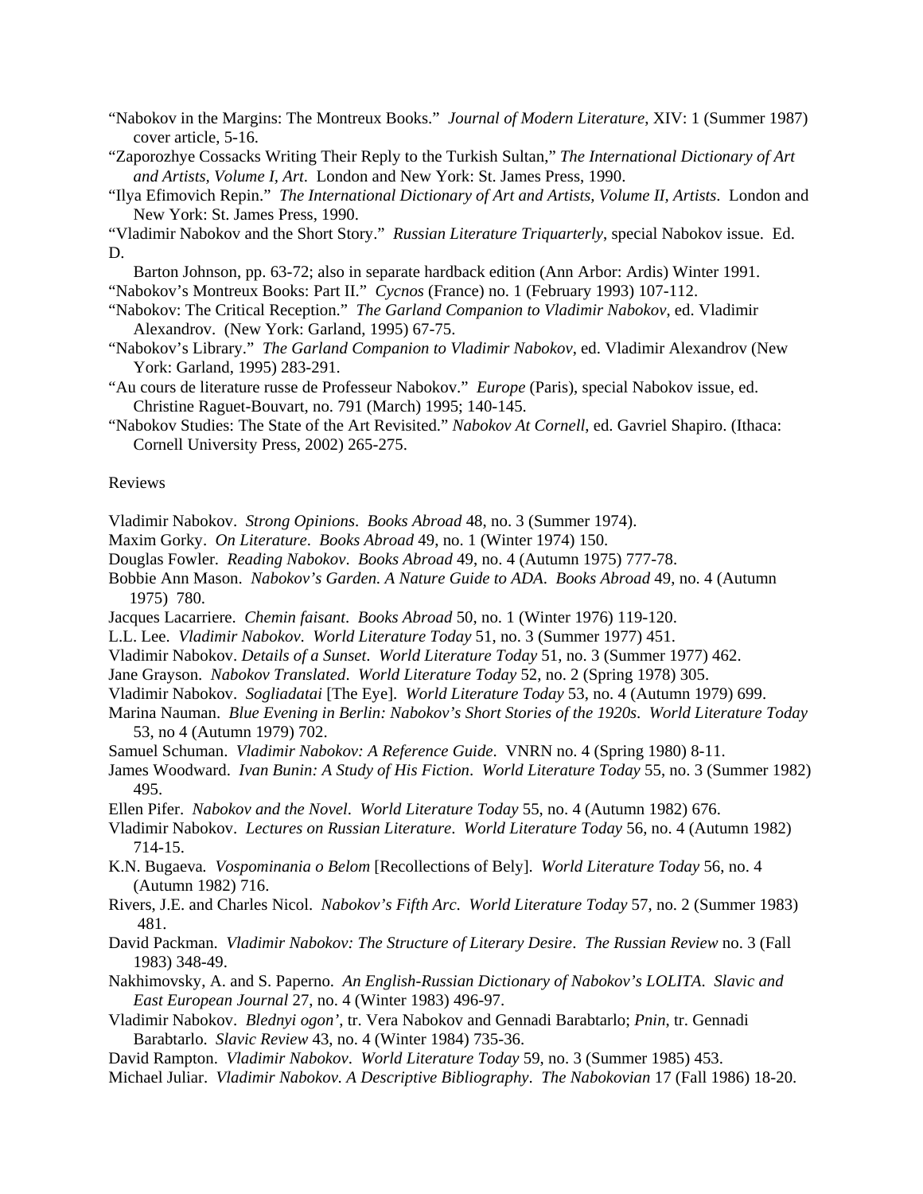"Nabokov in the Margins: The Montreux Books." *Journal of Modern Literature*, XIV: 1 (Summer 1987) cover article, 5-16.

"Zaporozhye Cossacks Writing Their Reply to the Turkish Sultan," *The International Dictionary of Art and Artists, Volume I, Art*. London and New York: St. James Press, 1990.

"Ilya Efimovich Repin." *The International Dictionary of Art and Artists, Volume II, Artists*. London and New York: St. James Press, 1990.

"Vladimir Nabokov and the Short Story." *Russian Literature Triquarterly*, special Nabokov issue. Ed. D.
Barton Johnson, pp. 63-72; also in separate hardback edition (Ann Arbor: Ardis) Winter 1991.

"Nabokov's Montreux Books: Part II." *Cycnos* (France) no. 1 (February 1993) 107-112.

"Nabokov: The Critical Reception." *The Garland Companion to Vladimir Nabokov*, ed. Vladimir Alexandrov. (New York: Garland, 1995) 67-75.

"Nabokov's Library." *The Garland Companion to Vladimir Nabokov*, ed. Vladimir Alexandrov (New York: Garland, 1995) 283-291.

"Au cours de literature russe de Professeur Nabokov." *Europe* (Paris), special Nabokov issue, ed. Christine Raguet-Bouvart, no. 791 (March) 1995; 140-145.

"Nabokov Studies: The State of the Art Revisited." *Nabokov At Cornell*, ed. Gavriel Shapiro. (Ithaca: Cornell University Press, 2002) 265-275.

Reviews

Vladimir Nabokov. *Strong Opinions*. *Books Abroad* 48, no. 3 (Summer 1974).

Maxim Gorky. *On Literature*. *Books Abroad* 49, no. 1 (Winter 1974) 150.

Douglas Fowler. *Reading Nabokov*. *Books Abroad* 49, no. 4 (Autumn 1975) 777-78.

Bobbie Ann Mason. *Nabokov's Garden. A Nature Guide to ADA*. *Books Abroad* 49, no. 4 (Autumn 1975) 780.

Jacques Lacarriere. *Chemin faisant*. *Books Abroad* 50, no. 1 (Winter 1976) 119-120.

L.L. Lee. *Vladimir Nabokov*. *World Literature Today* 51, no. 3 (Summer 1977) 451.

Vladimir Nabokov. *Details of a Sunset*. *World Literature Today* 51, no. 3 (Summer 1977) 462.

Jane Grayson. *Nabokov Translated*. *World Literature Today* 52, no. 2 (Spring 1978) 305.

Vladimir Nabokov. *Sogliadatai* [The Eye]. *World Literature Today* 53, no. 4 (Autumn 1979) 699.

Marina Nauman. *Blue Evening in Berlin: Nabokov's Short Stories of the 1920s*. *World Literature Today* 53, no 4 (Autumn 1979) 702.

Samuel Schuman. *Vladimir Nabokov: A Reference Guide*. VNRN no. 4 (Spring 1980) 8-11.

James Woodward. *Ivan Bunin: A Study of His Fiction*. *World Literature Today* 55, no. 3 (Summer 1982) 495.

Ellen Pifer. *Nabokov and the Novel*. *World Literature Today* 55, no. 4 (Autumn 1982) 676.

Vladimir Nabokov. *Lectures on Russian Literature*. *World Literature Today* 56, no. 4 (Autumn 1982) 714-15.

K.N. Bugaeva. *Vospominania o Belom* [Recollections of Bely]. *World Literature Today* 56, no. 4 (Autumn 1982) 716.

Rivers, J.E. and Charles Nicol. *Nabokov's Fifth Arc*. *World Literature Today* 57, no. 2 (Summer 1983) 481.

David Packman. *Vladimir Nabokov: The Structure of Literary Desire*. *The Russian Review* no. 3 (Fall 1983) 348-49.

Nakhimovsky, A. and S. Paperno. *An English-Russian Dictionary of Nabokov's LOLITA*. *Slavic and East European Journal* 27, no. 4 (Winter 1983) 496-97.

Vladimir Nabokov. *Blednyi ogon'*, tr. Vera Nabokov and Gennadi Barabtarlo; *Pnin*, tr. Gennadi Barabtarlo. *Slavic Review* 43, no. 4 (Winter 1984) 735-36.

David Rampton. *Vladimir Nabokov*. *World Literature Today* 59, no. 3 (Summer 1985) 453.

Michael Juliar. *Vladimir Nabokov. A Descriptive Bibliography*. *The Nabokovian* 17 (Fall 1986) 18-20.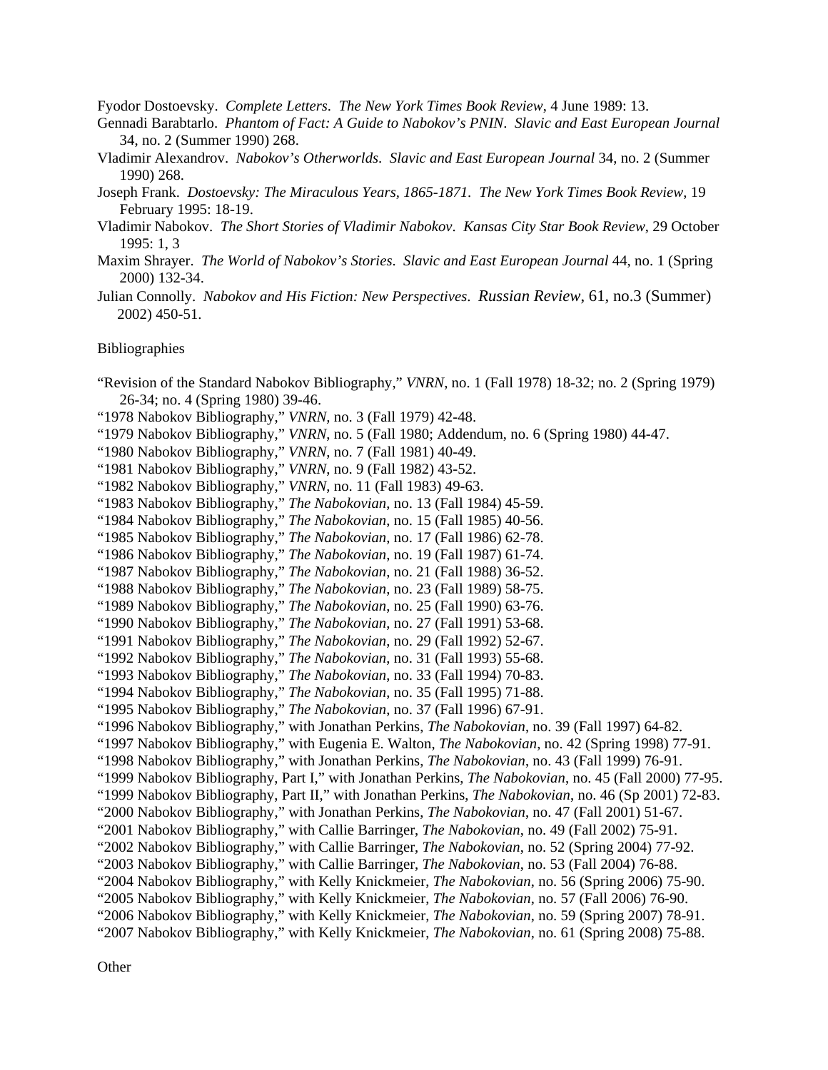Fyodor Dostoevsky. *Complete Letters*. *The New York Times Book Review*, 4 June 1989: 13.

Gennadi Barabtarlo. *Phantom of Fact: A Guide to Nabokov's PNIN*. *Slavic and East European Journal* 34, no. 2 (Summer 1990) 268.

Vladimir Alexandrov. *Nabokov's Otherworlds*. *Slavic and East European Journal* 34, no. 2 (Summer 1990) 268.

Joseph Frank. *Dostoevsky: The Miraculous Years, 1865-1871*. *The New York Times Book Review*, 19 February 1995: 18-19.

Vladimir Nabokov. *The Short Stories of Vladimir Nabokov*. *Kansas City Star Book Review*, 29 October 1995: 1, 3

Maxim Shrayer. *The World of Nabokov's Stories*. *Slavic and East European Journal* 44, no. 1 (Spring 2000) 132-34.

Julian Connolly. *Nabokov and His Fiction: New Perspectives*. *Russian Review*, 61, no.3 (Summer) 2002) 450-51.

Bibliographies

"Revision of the Standard Nabokov Bibliography," *VNRN*, no. 1 (Fall 1978) 18-32; no. 2 (Spring 1979) 26-34; no. 4 (Spring 1980) 39-46.

"1978 Nabokov Bibliography," *VNRN*, no. 3 (Fall 1979) 42-48.

"1979 Nabokov Bibliography," *VNRN*, no. 5 (Fall 1980; Addendum, no. 6 (Spring 1980) 44-47.

"1980 Nabokov Bibliography," *VNRN*, no. 7 (Fall 1981) 40-49.

"1981 Nabokov Bibliography," *VNRN*, no. 9 (Fall 1982) 43-52.

"1982 Nabokov Bibliography," *VNRN*, no. 11 (Fall 1983) 49-63.

"1983 Nabokov Bibliography," *The Nabokovian*, no. 13 (Fall 1984) 45-59.

"1984 Nabokov Bibliography," *The Nabokovian*, no. 15 (Fall 1985) 40-56.

"1985 Nabokov Bibliography," *The Nabokovian*, no. 17 (Fall 1986) 62-78.

"1986 Nabokov Bibliography," *The Nabokovian*, no. 19 (Fall 1987) 61-74.

"1987 Nabokov Bibliography," *The Nabokovian*, no. 21 (Fall 1988) 36-52.

"1988 Nabokov Bibliography," *The Nabokovian*, no. 23 (Fall 1989) 58-75.

"1989 Nabokov Bibliography," *The Nabokovian*, no. 25 (Fall 1990) 63-76.

"1990 Nabokov Bibliography," *The Nabokovian*, no. 27 (Fall 1991) 53-68.

"1991 Nabokov Bibliography," *The Nabokovian*, no. 29 (Fall 1992) 52-67.

"1992 Nabokov Bibliography," *The Nabokovian*, no. 31 (Fall 1993) 55-68.

"1993 Nabokov Bibliography," *The Nabokovian*, no. 33 (Fall 1994) 70-83.

"1994 Nabokov Bibliography," *The Nabokovian*, no. 35 (Fall 1995) 71-88.

"1995 Nabokov Bibliography," *The Nabokovian*, no. 37 (Fall 1996) 67-91.

"1996 Nabokov Bibliography," with Jonathan Perkins, *The Nabokovian*, no. 39 (Fall 1997) 64-82.

"1997 Nabokov Bibliography," with Eugenia E. Walton, *The Nabokovian*, no. 42 (Spring 1998) 77-91.

"1998 Nabokov Bibliography," with Jonathan Perkins, *The Nabokovian*, no. 43 (Fall 1999) 76-91.

"1999 Nabokov Bibliography, Part I," with Jonathan Perkins, *The Nabokovian*, no. 45 (Fall 2000) 77-95.

"1999 Nabokov Bibliography, Part II," with Jonathan Perkins, *The Nabokovian*, no. 46 (Sp 2001) 72-83.

"2000 Nabokov Bibliography," with Jonathan Perkins, *The Nabokovian*, no. 47 (Fall 2001) 51-67.

"2001 Nabokov Bibliography," with Callie Barringer, *The Nabokovian*, no. 49 (Fall 2002) 75-91.

"2002 Nabokov Bibliography," with Callie Barringer, *The Nabokovian*, no. 52 (Spring 2004) 77-92.

"2003 Nabokov Bibliography," with Callie Barringer, *The Nabokovian*, no. 53 (Fall 2004) 76-88.

"2004 Nabokov Bibliography," with Kelly Knickmeier, *The Nabokovian*, no. 56 (Spring 2006) 75-90.

"2005 Nabokov Bibliography," with Kelly Knickmeier, *The Nabokovian*, no. 57 (Fall 2006) 76-90.

"2006 Nabokov Bibliography," with Kelly Knickmeier, *The Nabokovian*, no. 59 (Spring 2007) 78-91.

"2007 Nabokov Bibliography," with Kelly Knickmeier, *The Nabokovian*, no. 61 (Spring 2008) 75-88.

Other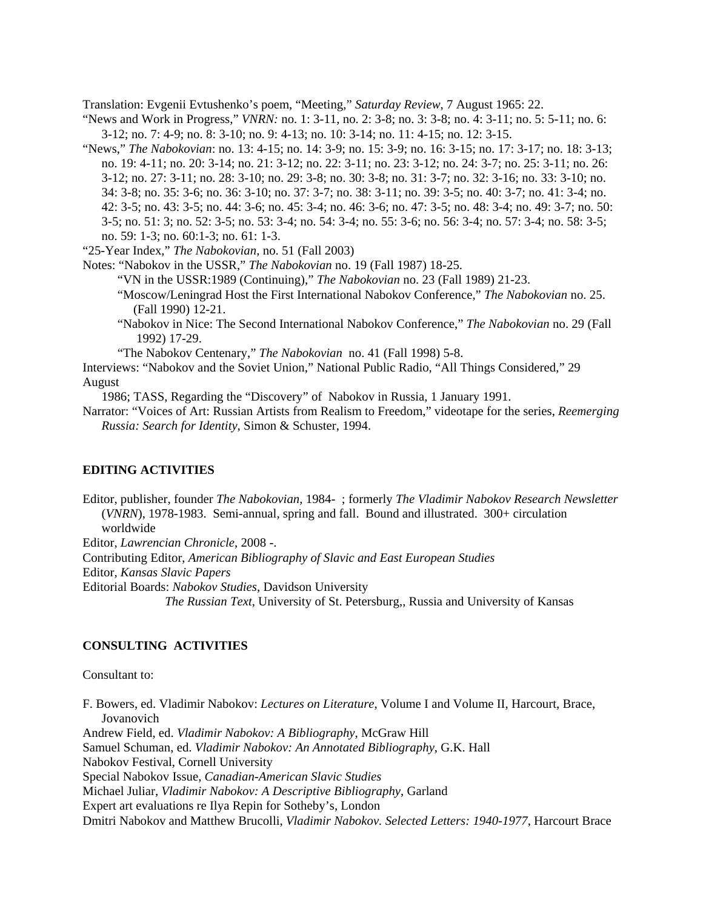Translation: Evgenii Evtushenko's poem, "Meeting," *Saturday Review*, 7 August 1965: 22.

"News and Work in Progress," *VNRN:* no. 1: 3-11, no. 2: 3-8; no. 3: 3-8; no. 4: 3-11; no. 5: 5-11; no. 6: 3-12; no. 7: 4-9; no. 8: 3-10; no. 9: 4-13; no. 10: 3-14; no. 11: 4-15; no. 12: 3-15.

"News," *The Nabokovian*: no. 13: 4-15; no. 14: 3-9; no. 15: 3-9; no. 16: 3-15; no. 17: 3-17; no. 18: 3-13; no. 19: 4-11; no. 20: 3-14; no. 21: 3-12; no. 22: 3-11; no. 23: 3-12; no. 24: 3-7; no. 25: 3-11; no. 26: 3-12; no. 27: 3-11; no. 28: 3-10; no. 29: 3-8; no. 30: 3-8; no. 31: 3-7; no. 32: 3-16; no. 33: 3-10; no. 34: 3-8; no. 35: 3-6; no. 36: 3-10; no. 37: 3-7; no. 38: 3-11; no. 39: 3-5; no. 40: 3-7; no. 41: 3-4; no. 42: 3-5; no. 43: 3-5; no. 44: 3-6; no. 45: 3-4; no. 46: 3-6; no. 47: 3-5; no. 48: 3-4; no. 49: 3-7; no. 50: 3-5; no. 51: 3; no. 52: 3-5; no. 53: 3-4; no. 54: 3-4; no. 55: 3-6; no. 56: 3-4; no. 57: 3-4; no. 58: 3-5; no. 59: 1-3; no. 60:1-3; no. 61: 1-3.

"25-Year Index," *The Nabokovian*, no. 51 (Fall 2003)

Notes: "Nabokov in the USSR," *The Nabokovian* no. 19 (Fall 1987) 18-25.

"VN in the USSR:1989 (Continuing)," *The Nabokovian* no. 23 (Fall 1989) 21-23.

"Moscow/Leningrad Host the First International Nabokov Conference," *The Nabokovian* no. 25. (Fall 1990) 12-21.

"Nabokov in Nice: The Second International Nabokov Conference," *The Nabokovian* no. 29 (Fall 1992) 17-29.

"The Nabokov Centenary," *The Nabokovian* no. 41 (Fall 1998) 5-8.

Interviews: "Nabokov and the Soviet Union," National Public Radio, "All Things Considered," 29 August 1986; TASS, Regarding the "Discovery" of Nabokov in Russia, 1 January 1991.

Narrator: "Voices of Art: Russian Artists from Realism to Freedom," videotape for the series, *Reemerging Russia: Search for Identity*, Simon & Schuster, 1994.

## EDITING ACTIVITIES

Editor, publisher, founder *The Nabokovian*, 1984- ; formerly *The Vladimir Nabokov Research Newsletter* (*VNRN*), 1978-1983. Semi-annual, spring and fall. Bound and illustrated. 300+ circulation worldwide

Editor, *Lawrencian Chronicle*, 2008 -.

Contributing Editor, *American Bibliography of Slavic and East European Studies*

Editor, *Kansas Slavic Papers*

Editorial Boards: *Nabokov Studies*, Davidson University

*The Russian Text*, University of St. Petersburg,, Russia and University of Kansas

## CONSULTING ACTIVITIES

Consultant to:

F. Bowers, ed. Vladimir Nabokov: *Lectures on Literature*, Volume I and Volume II, Harcourt, Brace, Jovanovich

Andrew Field, ed. *Vladimir Nabokov: A Bibliography*, McGraw Hill

Samuel Schuman, ed. *Vladimir Nabokov: An Annotated Bibliography*, G.K. Hall

Nabokov Festival, Cornell University

Special Nabokov Issue, *Canadian-American Slavic Studies*

Michael Juliar, *Vladimir Nabokov: A Descriptive Bibliography*, Garland

Expert art evaluations re Ilya Repin for Sotheby's, London

Dmitri Nabokov and Matthew Brucolli, *Vladimir Nabokov. Selected Letters: 1940-1977*, Harcourt Brace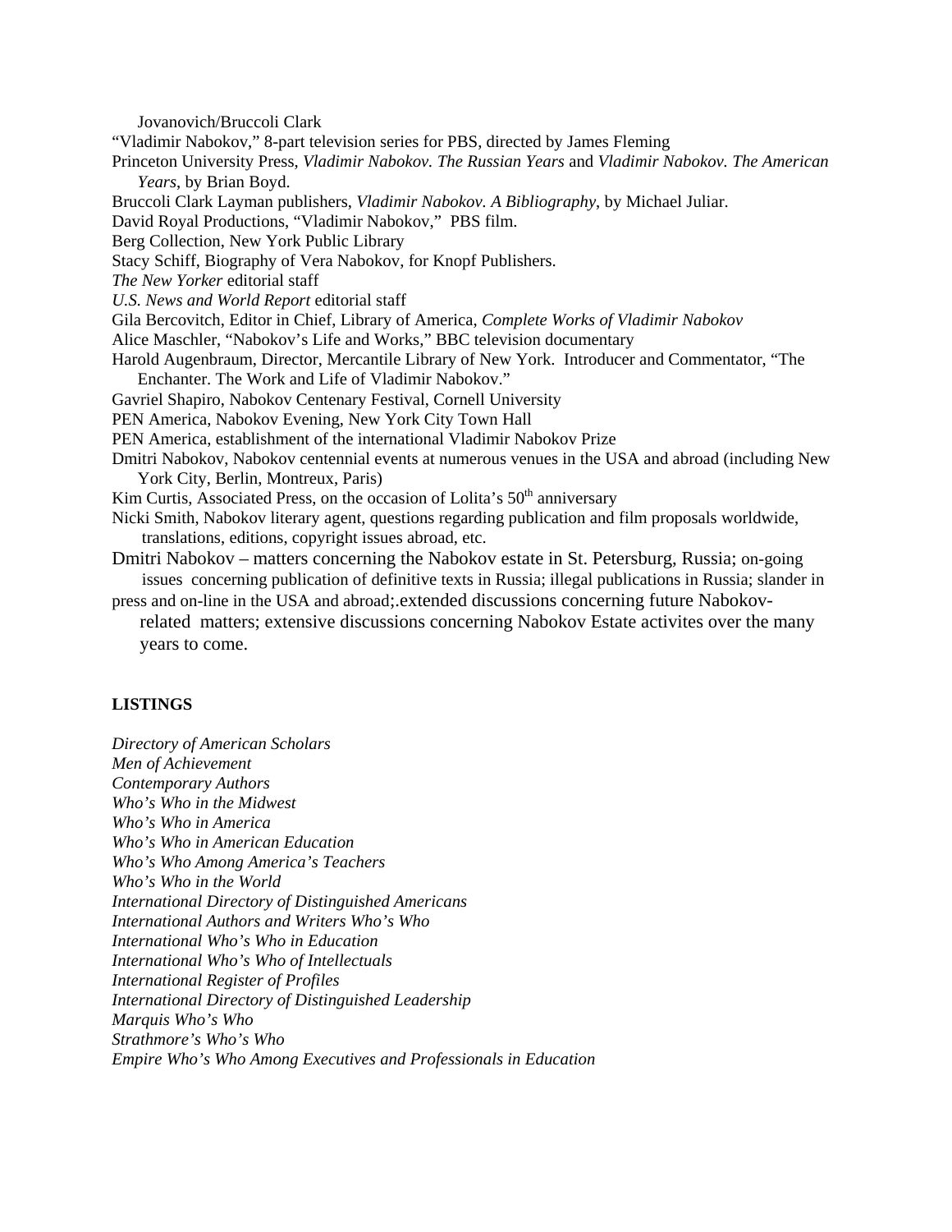Jovanovich/Bruccoli Clark

"Vladimir Nabokov," 8-part television series for PBS, directed by James Fleming

Princeton University Press, *Vladimir Nabokov. The Russian Years* and *Vladimir Nabokov. The American Years*, by Brian Boyd.

Bruccoli Clark Layman publishers, *Vladimir Nabokov. A Bibliography*, by Michael Juliar.

David Royal Productions, "Vladimir Nabokov," PBS film.

Berg Collection, New York Public Library

Stacy Schiff, Biography of Vera Nabokov, for Knopf Publishers.

*The New Yorker* editorial staff

*U.S. News and World Report* editorial staff

Gila Bercovitch, Editor in Chief, Library of America, *Complete Works of Vladimir Nabokov*

Alice Maschler, "Nabokov's Life and Works," BBC television documentary

Harold Augenbraum, Director, Mercantile Library of New York. Introducer and Commentator, "The Enchanter. The Work and Life of Vladimir Nabokov."

Gavriel Shapiro, Nabokov Centenary Festival, Cornell University

PEN America, Nabokov Evening, New York City Town Hall

PEN America, establishment of the international Vladimir Nabokov Prize

Dmitri Nabokov, Nabokov centennial events at numerous venues in the USA and abroad (including New York City, Berlin, Montreux, Paris)

Kim Curtis, Associated Press, on the occasion of Lolita's 50th anniversary

Nicki Smith, Nabokov literary agent, questions regarding publication and film proposals worldwide, translations, editions, copyright issues abroad, etc.

Dmitri Nabokov – matters concerning the Nabokov estate in St. Petersburg, Russia; on-going issues concerning publication of definitive texts in Russia; illegal publications in Russia; slander in press and on-line in the USA and abroad;.extended discussions concerning future Nabokov-related matters; extensive discussions concerning Nabokov Estate activites over the many years to come.

**LISTINGS**

*Directory of American Scholars*
*Men of Achievement*
*Contemporary Authors*
*Who's Who in the Midwest*
*Who's Who in America*
*Who's Who in American Education*
*Who's Who Among America's Teachers*
*Who's Who in the World*
*International Directory of Distinguished Americans*
*International Authors and Writers Who's Who*
*International Who's Who in Education*
*International Who's Who of Intellectuals*
*International Register of Profiles*
*International Directory of Distinguished Leadership*
*Marquis Who's Who*
*Strathmore's Who's Who*
*Empire Who's Who Among Executives and Professionals in Education*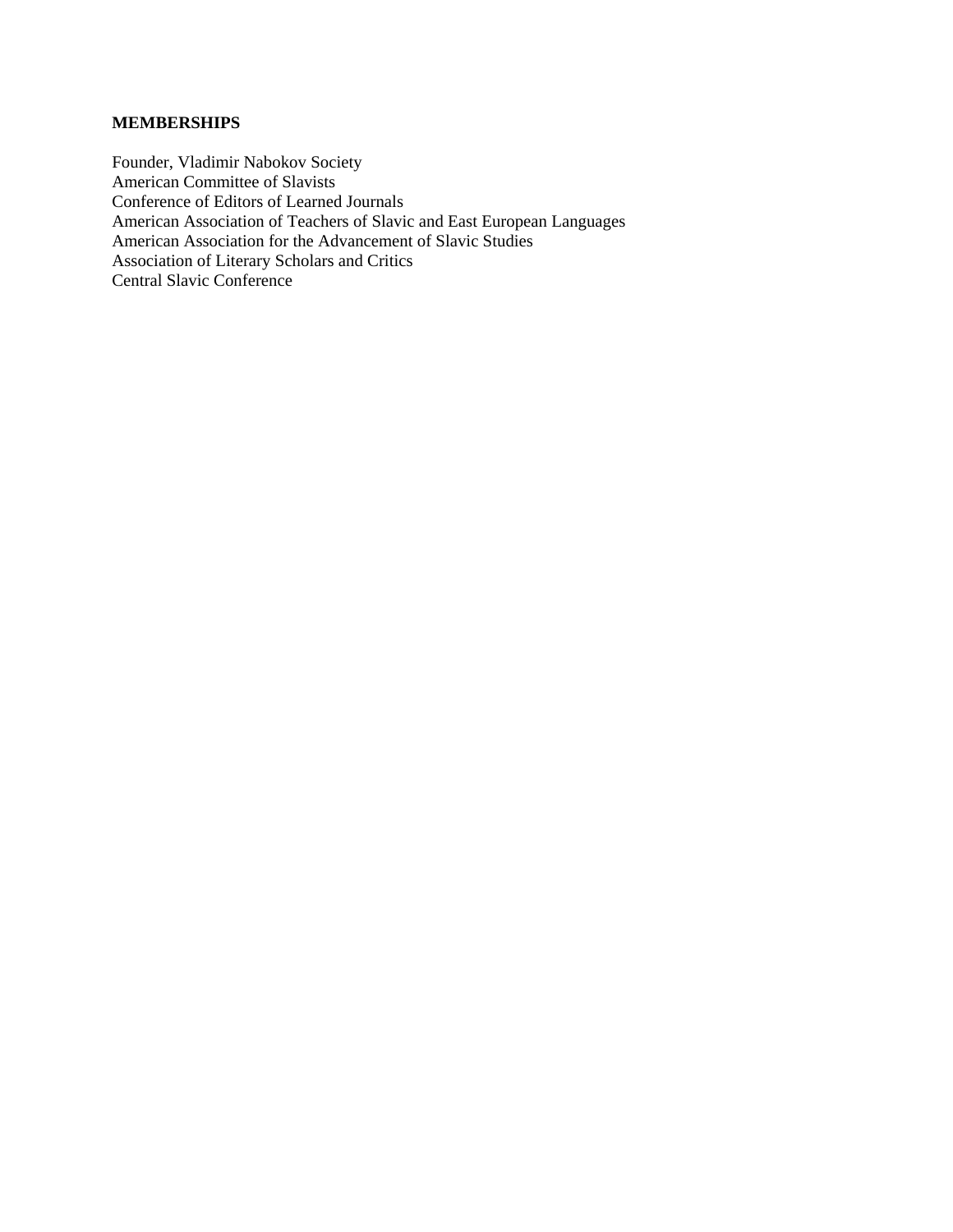**MEMBERSHIPS**

Founder, Vladimir Nabokov Society
American Committee of Slavists
Conference of Editors of Learned Journals
American Association of Teachers of Slavic and East European Languages
American Association for the Advancement of Slavic Studies
Association of Literary Scholars and Critics
Central Slavic Conference